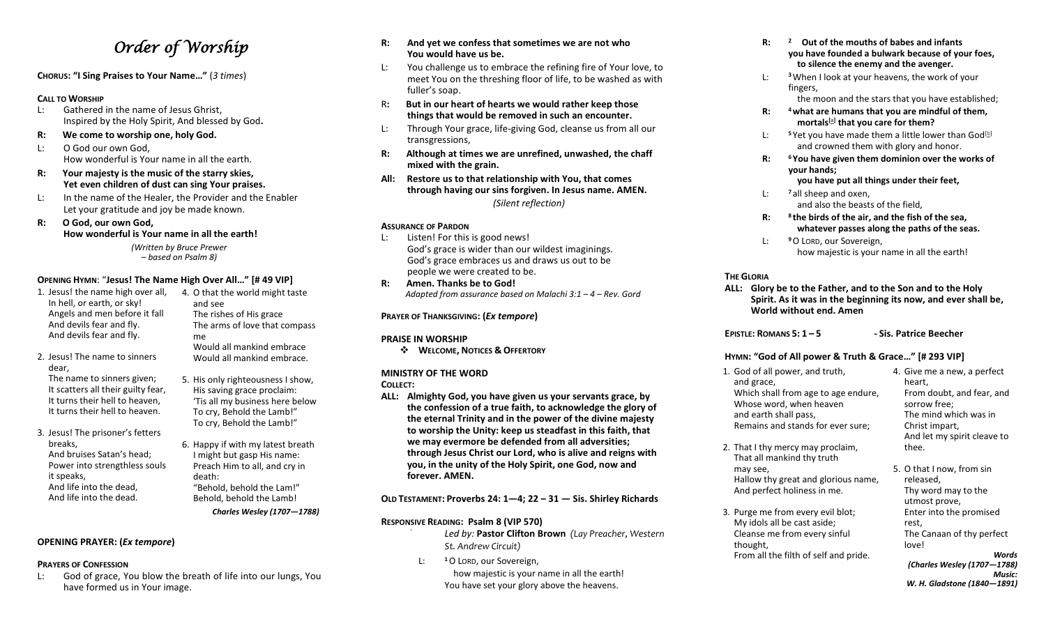# *Order of Worship*

**CHORUS: "I Sing Praises to Your Name…"** (*3 times*)

**CALL TO WORSHIP**

L: Gathered in the name of Jesus Ghrist,
Inspired by the Holy Spirit, And blessed by God**.**

**R: We come to worship one, holy God.**

L: O God our own God,
How wonderful is Your name in all the earth.

**R: Your majesty is the music of the starry skies,
Yet even children of dust can sing Your praises.**

L: In the name of the Healer, the Provider and the Enabler
Let your gratitude and joy be made known.

**R: O God, our own God,
How wonderful is Your name in all the earth!**

*(Written by Bruce Prewer
– based on Psalm 8)*

**OPENING HYMN**: "**Jesus! The Name High Over All…" [# 49 VIP]**

1. Jesus! the name high over all,
In hell, or earth, or sky!
Angels and men before it fall
And devils fear and fly.
And devils fear and fly.

2. Jesus! The name to sinners dear,
The name to sinners given;
It scatters all their guilty fear,
It turns their hell to heaven,
It turns their hell to heaven.

3. Jesus! The prisoner's fetters breaks,
And bruises Satan's head;
Power into strengthless souls it speaks,
And life into the dead,
And life into the dead.

4. O that the world might taste and see
The rishes of His grace
The arms of love that compass me
Would all mankind embrace
Would all mankind embrace.

5. His only righteousness I show,
His saving grace proclaim:
'Tis all my business here below
To cry, Behold the Lamb!"
To cry, Behold the Lamb!"

6. Happy if with my latest breath
I might but gasp His name:
Preach Him to all, and cry in death:
"Behold, behold the Lam!"
Behold, behold the Lamb!

***Charles Wesley (1707—1788)***

**OPENING PRAYER: (*Ex tempore*)**

**PRAYERS OF CONFESSION**

L: God of grace, You blow the breath of life into our lungs, You have formed us in Your image.

**R: And yet we confess that sometimes we are not who You would have us be.**

L: You challenge us to embrace the refining fire of Your love, to meet You on the threshing floor of life, to be washed as with fuller's soap.

**R: But in our heart of hearts we would rather keep those things that would be removed in such an encounter.**

L: Through Your grace, life-giving God, cleanse us from all our transgressions,

**R: Although at times we are unrefined, unwashed, the chaff mixed with the grain.**

**All: Restore us to that relationship with You, that comes through having our sins forgiven. In Jesus name. AMEN.**

*(Silent reflection)*

**ASSURANCE OF PARDON**

L: Listen! For this is good news!
God's grace is wider than our wildest imaginings.
God's grace embraces us and draws us out to be people we were created to be.

**R: Amen. Thanks be to God!**

*Adapted from assurance based on Malachi 3:1 – 4 – Rev. Gord*

**PRAYER OF THANKSGIVING: (*Ex tempore*)**

**PRAISE IN WORSHIP**

- **WELCOME, NOTICES & OFFERTORY**

**MINISTRY OF THE WORD**

**COLLECT:**

**ALL: Almighty God, you have given us your servants grace, by the confession of a true faith, to acknowledge the glory of the eternal Trinity and in the power of the divine majesty to worship the Unity: keep us steadfast in this faith, that we may evermore be defended from all adversities; through Jesus Christ our Lord, who is alive and reigns with you, in the unity of the Holy Spirit, one God, now and forever. AMEN.**

**OLD TESTAMENT: Proverbs 24: 1—4; 22 – 31 — Sis. Shirley Richards**

**RESPONSIVE READING: Psalm 8 (VIP 570)**

*Led by:* **Pastor Clifton Brown** *(Lay Preacher, Western St. Andrew Circuit)*

L: [1] O LORD, our Sovereign,
how majestic is your name in all the earth!
You have set your glory above the heavens.

**R: [2] Out of the mouths of babes and infants
you have founded a bulwark because of your foes,
to silence the enemy and the avenger.**

L: [3] When I look at your heavens, the work of your fingers,
the moon and the stars that you have established;

**R: [4] what are humans that you are mindful of them,
mortals[a] that you care for them?**

L: [5] Yet you have made them a little lower than God[b]
and crowned them with glory and honor.

**R: [6] You have given them dominion over the works of your hands;
you have put all things under their feet,**

L: [7] all sheep and oxen,
and also the beasts of the field,

**R: [8] the birds of the air, and the fish of the sea,
whatever passes along the paths of the seas.**

L: [9] O LORD, our Sovereign,
how majestic is your name in all the earth!

**THE GLORIA**

**ALL: Glory be to the Father, and to the Son and to the Holy Spirit. As it was in the beginning its now, and ever shall be, World without end. Amen**

**EPISTLE: ROMANS 5: 1 – 5 - Sis. Patrice Beecher**

**HYMN: "God of All power & Truth & Grace…" [# 293 VIP]**

1. God of all power, and truth, and grace,
Which shall from age to age endure,
Whose word, when heaven and earth shall pass,
Remains and stands for ever sure;

2. That I thy mercy may proclaim,
That all mankind thy truth may see,
Hallow thy great and glorious name,
And perfect holiness in me.

3. Purge me from every evil blot;
My idols all be cast aside;
Cleanse me from every sinful thought,
From all the filth of self and pride.

4. Give me a new, a perfect heart,
From doubt, and fear, and sorrow free;
The mind which was in Christ impart,
And let my spirit cleave to thee.

5. O that I now, from sin released,
Thy word may to the utmost prove,
Enter into the promised rest,
The Canaan of thy perfect love!

***Words
(Charles Wesley (1707—1788)
Music:
W. H. Gladstone (1840—1891)***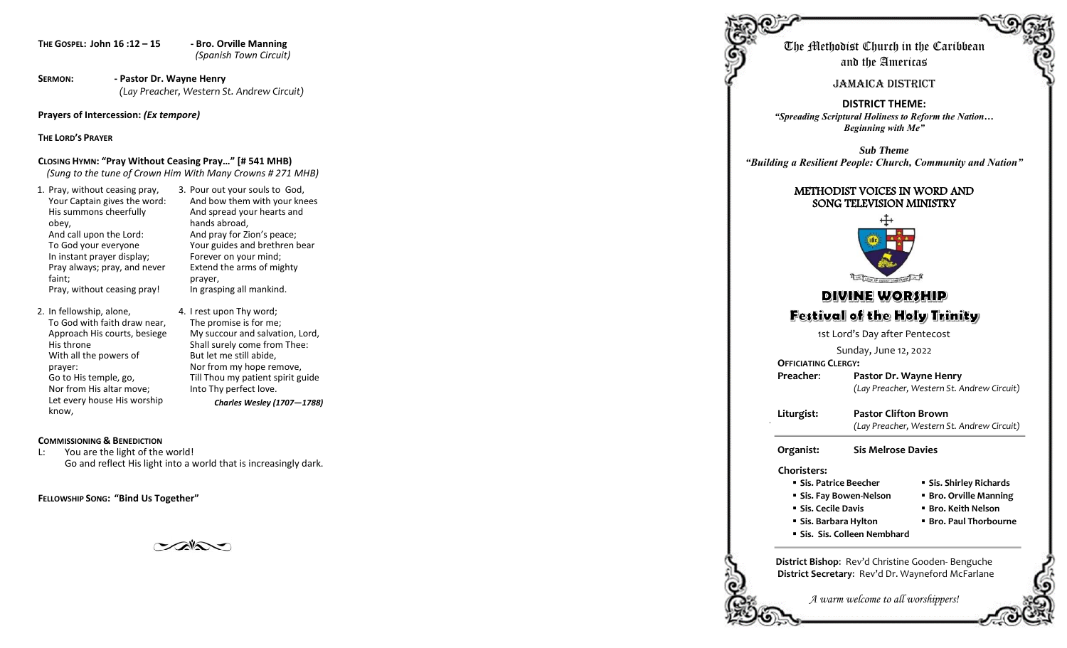**THE GOSPEL: John 16 :12 – 15** - **Bro. Orville Manning**
*(Spanish Town Circuit)*

**SERMON:** - **Pastor Dr. Wayne Henry**
*(Lay Preacher, Western St. Andrew Circuit)*

**Prayers of Intercession:** ***(Ex tempore)***

**THE LORD'S PRAYER**

**CLOSING HYMN: "Pray Without Ceasing Pray…" [# 541 MHB]**
*(Sung to the tune of Crown Him With Many Crowns # 271 MHB)*

1. Pray, without ceasing pray,
Your Captain gives the word:
His summons cheerfully obey,
And call upon the Lord:
To God your everyone
In instant prayer display;
Pray always; pray, and never faint;
Pray, without ceasing pray!

2. In fellowship, alone,
To God with faith draw near,
Approach His courts, besiege His throne
With all the powers of prayer:
Go to His temple, go,
Nor from His altar move;
Let every house His worship know,

3. Pour out your souls to God,
And bow them with your knees
And spread your hearts and hands abroad,
And pray for Zion's peace;
Your guides and brethren bear
Forever on your mind;
Extend the arms of mighty prayer,
In grasping all mankind.

4. I rest upon Thy word;
The promise is for me;
My succour and salvation, Lord,
Shall surely come from Thee:
But let me still abide,
Nor from my hope remove,
Till Thou my patient spirit guide
Into Thy perfect love.

***Charles Wesley (1707—1788)***

**COMMISSIONING & BENEDICTION**

L: You are the light of the world!
Go and reflect His light into a world that is increasingly dark.

**FELLOWSHIP SONG: "Bind Us Together"**

# The Methodist Church in the Caribbean and the Americas

## JAMAICA DISTRICT

**DISTRICT THEME:**
***"Spreading Scriptural Holiness to Reform the Nation… Beginning with Me"***

***Sub Theme***
***"Building a Resilient People: Church, Community and Nation"***

## METHODIST VOICES IN WORD AND SONG TELEVISION MINISTRY

# DIVINE WORSHIP

## Festival of the Holy Trinity

1st Lord's Day after Pentecost

Sunday, June 12, 2022

**OFFICIATING CLERGY:**

**Preacher:** **Pastor Dr. Wayne Henry**
*(Lay Preacher, Western St. Andrew Circuit)*

**Liturgist:** **Pastor Clifton Brown**
*(Lay Preacher, Western St. Andrew Circuit)*

**Organist:** **Sis Melrose Davies**

**Choristers:**

- **Sis. Patrice Beecher**
- **Sis. Fay Bowen-Nelson**
- **Sis. Cecile Davis**
- **Sis. Barbara Hylton**
- **Sis. Sis. Colleen Nembhard**
- **Sis. Shirley Richards**
- **Bro. Orville Manning**
- **Bro. Keith Nelson**
- **Bro. Paul Thorbourne**

**District Bishop**: Rev'd Christine Gooden- Benguche
**District Secretary**: Rev'd Dr. Wayneford McFarlane

*A warm welcome to all worshippers!*